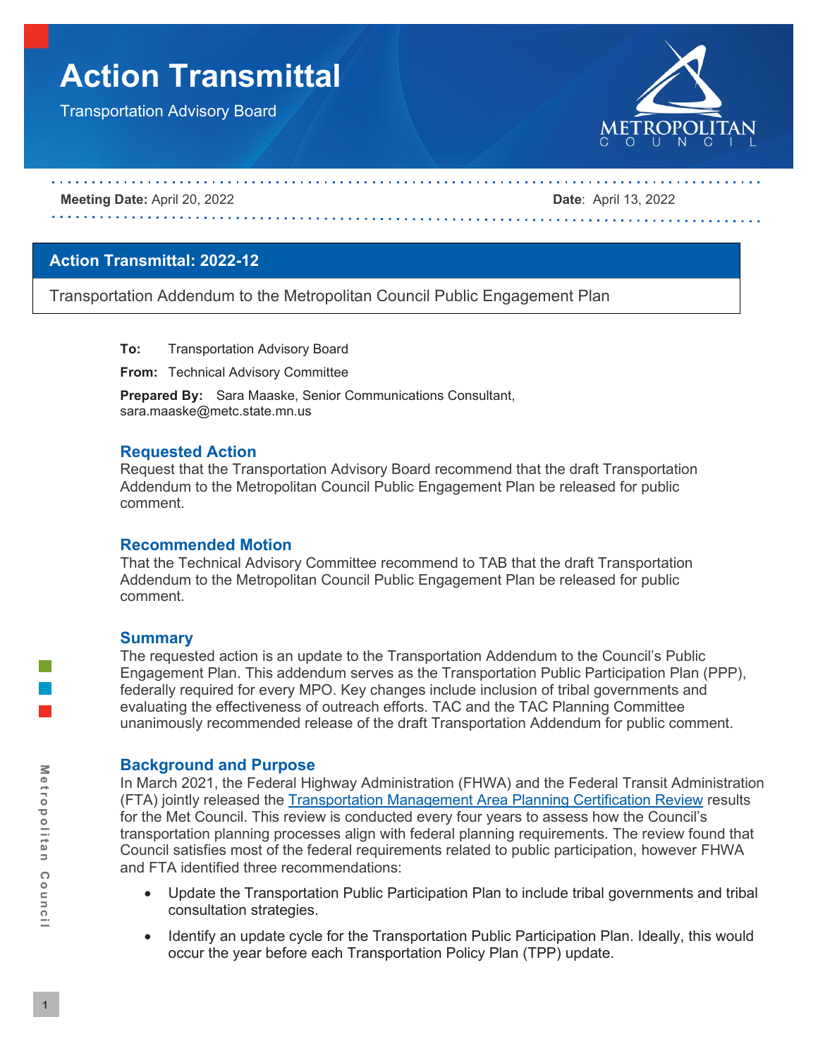# Action Transmittal

Transportation Advisory Board

**Meeting Date:** April 20, 2022

**Date**: April 13, 2022

## Action Transmittal: 2022-12

Transportation Addendum to the Metropolitan Council Public Engagement Plan

**To:** Transportation Advisory Board

**From:** Technical Advisory Committee

**Prepared By:** Sara Maaske, Senior Communications Consultant, sara.maaske@metc.state.mn.us

### Requested Action

Request that the Transportation Advisory Board recommend that the draft Transportation Addendum to the Metropolitan Council Public Engagement Plan be released for public comment.

### Recommended Motion

That the Technical Advisory Committee recommend to TAB that the draft Transportation Addendum to the Metropolitan Council Public Engagement Plan be released for public comment.

### Summary

The requested action is an update to the Transportation Addendum to the Council's Public Engagement Plan. This addendum serves as the Transportation Public Participation Plan (PPP), federally required for every MPO. Key changes include inclusion of tribal governments and evaluating the effectiveness of outreach efforts. TAC and the TAC Planning Committee unanimously recommended release of the draft Transportation Addendum for public comment.

### Background and Purpose

In March 2021, the Federal Highway Administration (FHWA) and the Federal Transit Administration (FTA) jointly released the [Transportation Management Area Planning Certification Review]() results for the Met Council. This review is conducted every four years to assess how the Council's transportation planning processes align with federal planning requirements. The review found that Council satisfies most of the federal requirements related to public participation, however FHWA and FTA identified three recommendations:

- Update the Transportation Public Participation Plan to include tribal governments and tribal consultation strategies.
- Identify an update cycle for the Transportation Public Participation Plan. Ideally, this would occur the year before each Transportation Policy Plan (TPP) update.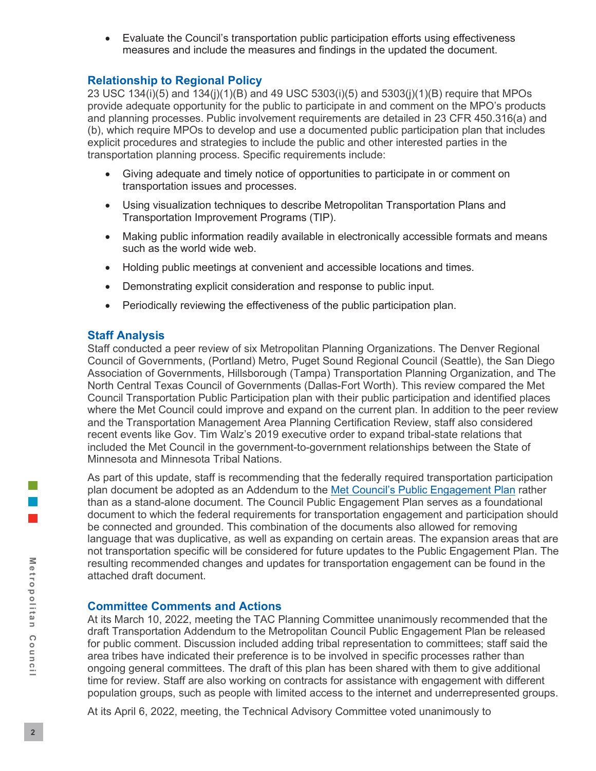- Evaluate the Council's transportation public participation efforts using effectiveness measures and include the measures and findings in the updated the document.

## Relationship to Regional Policy

23 USC 134(i)(5) and 134(j)(1)(B) and 49 USC 5303(i)(5) and 5303(j)(1)(B) require that MPOs provide adequate opportunity for the public to participate in and comment on the MPO's products and planning processes. Public involvement requirements are detailed in 23 CFR 450.316(a) and (b), which require MPOs to develop and use a documented public participation plan that includes explicit procedures and strategies to include the public and other interested parties in the transportation planning process. Specific requirements include:

- Giving adequate and timely notice of opportunities to participate in or comment on transportation issues and processes.
- Using visualization techniques to describe Metropolitan Transportation Plans and Transportation Improvement Programs (TIP).
- Making public information readily available in electronically accessible formats and means such as the world wide web.
- Holding public meetings at convenient and accessible locations and times.
- Demonstrating explicit consideration and response to public input.
- Periodically reviewing the effectiveness of the public participation plan.

## Staff Analysis

Staff conducted a peer review of six Metropolitan Planning Organizations. The Denver Regional Council of Governments, (Portland) Metro, Puget Sound Regional Council (Seattle), the San Diego Association of Governments, Hillsborough (Tampa) Transportation Planning Organization, and The North Central Texas Council of Governments (Dallas-Fort Worth). This review compared the Met Council Transportation Public Participation plan with their public participation and identified places where the Met Council could improve and expand on the current plan. In addition to the peer review and the Transportation Management Area Planning Certification Review, staff also considered recent events like Gov. Tim Walz's 2019 executive order to expand tribal-state relations that included the Met Council in the government-to-government relationships between the State of Minnesota and Minnesota Tribal Nations.

As part of this update, staff is recommending that the federally required transportation participation plan document be adopted as an Addendum to the Met Council's Public Engagement Plan rather than as a stand-alone document. The Council Public Engagement Plan serves as a foundational document to which the federal requirements for transportation engagement and participation should be connected and grounded. This combination of the documents also allowed for removing language that was duplicative, as well as expanding on certain areas. The expansion areas that are not transportation specific will be considered for future updates to the Public Engagement Plan. The resulting recommended changes and updates for transportation engagement can be found in the attached draft document.

## Committee Comments and Actions

At its March 10, 2022, meeting the TAC Planning Committee unanimously recommended that the draft Transportation Addendum to the Metropolitan Council Public Engagement Plan be released for public comment. Discussion included adding tribal representation to committees; staff said the area tribes have indicated their preference is to be involved in specific processes rather than ongoing general committees. The draft of this plan has been shared with them to give additional time for review. Staff are also working on contracts for assistance with engagement with different population groups, such as people with limited access to the internet and underrepresented groups.

At its April 6, 2022, meeting, the Technical Advisory Committee voted unanimously to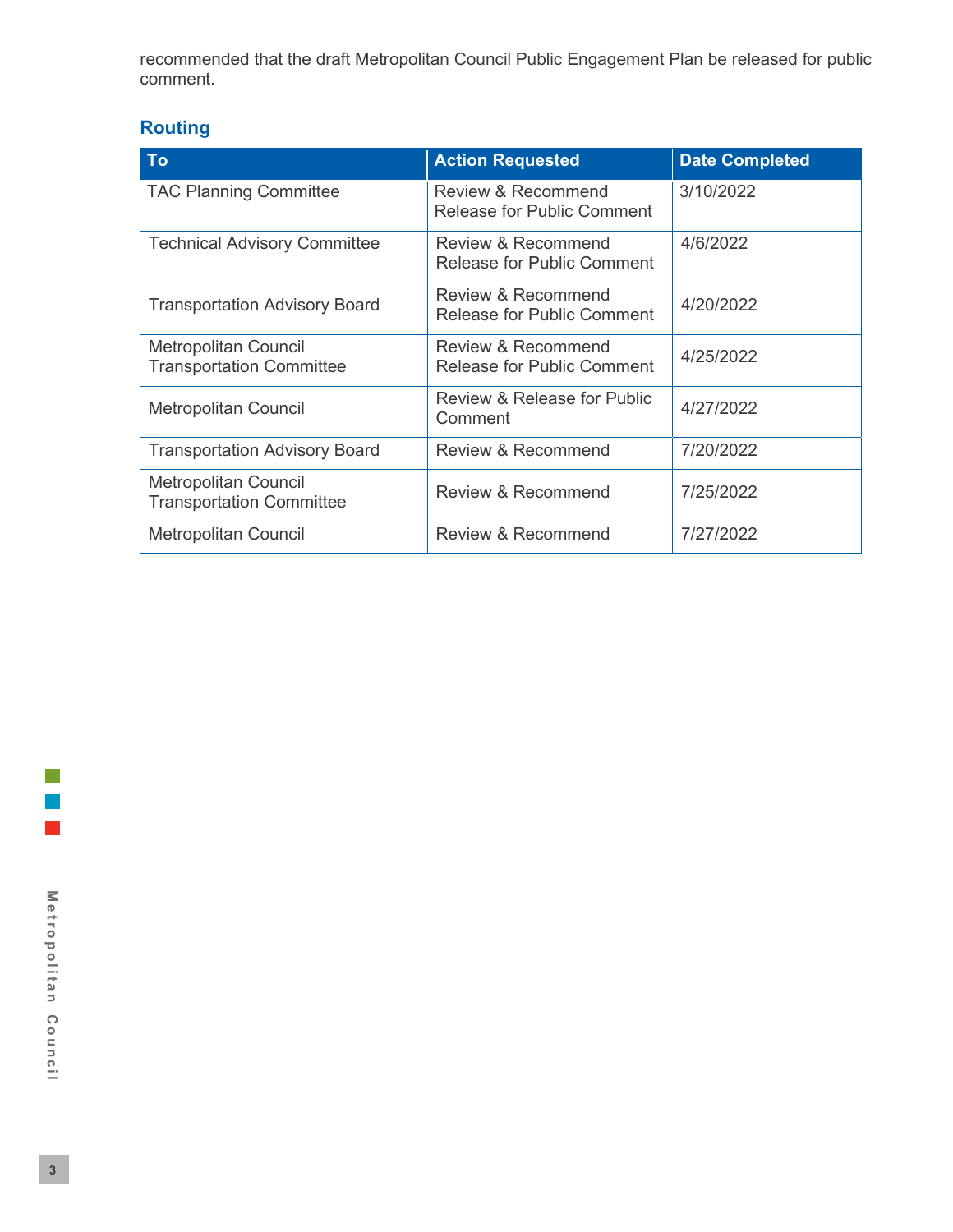recommended that the draft Metropolitan Council Public Engagement Plan be released for public comment.

## Routing

| To | Action Requested | Date Completed |
| --- | --- | --- |
| TAC Planning Committee | Review & Recommend Release for Public Comment | 3/10/2022 |
| Technical Advisory Committee | Review & Recommend Release for Public Comment | 4/6/2022 |
| Transportation Advisory Board | Review & Recommend Release for Public Comment | 4/20/2022 |
| Metropolitan Council Transportation Committee | Review & Recommend Release for Public Comment | 4/25/2022 |
| Metropolitan Council | Review & Release for Public Comment | 4/27/2022 |
| Transportation Advisory Board | Review & Recommend | 7/20/2022 |
| Metropolitan Council Transportation Committee | Review & Recommend | 7/25/2022 |
| Metropolitan Council | Review & Recommend | 7/27/2022 |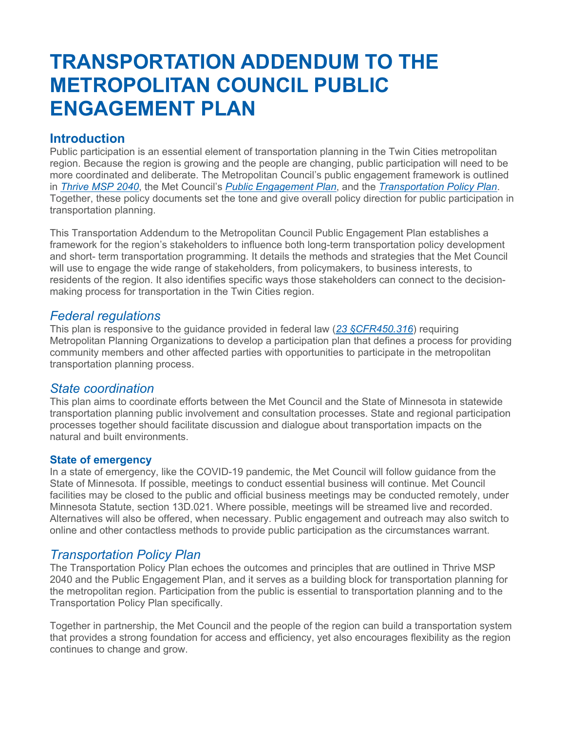# TRANSPORTATION ADDENDUM TO THE METROPOLITAN COUNCIL PUBLIC ENGAGEMENT PLAN

## Introduction

Public participation is an essential element of transportation planning in the Twin Cities metropolitan region. Because the region is growing and the people are changing, public participation will need to be more coordinated and deliberate. The Metropolitan Council's public engagement framework is outlined in *Thrive MSP 2040*, the Met Council's *Public Engagement Plan*, and the *Transportation Policy Plan*. Together, these policy documents set the tone and give overall policy direction for public participation in transportation planning.

This Transportation Addendum to the Metropolitan Council Public Engagement Plan establishes a framework for the region's stakeholders to influence both long-term transportation policy development and short- term transportation programming. It details the methods and strategies that the Met Council will use to engage the wide range of stakeholders, from policymakers, to business interests, to residents of the region. It also identifies specific ways those stakeholders can connect to the decision-making process for transportation in the Twin Cities region.

## *Federal regulations*

This plan is responsive to the guidance provided in federal law (*23 §CFR450.316*) requiring Metropolitan Planning Organizations to develop a participation plan that defines a process for providing community members and other affected parties with opportunities to participate in the metropolitan transportation planning process.

## *State coordination*

This plan aims to coordinate efforts between the Met Council and the State of Minnesota in statewide transportation planning public involvement and consultation processes. State and regional participation processes together should facilitate discussion and dialogue about transportation impacts on the natural and built environments.

### State of emergency

In a state of emergency, like the COVID-19 pandemic, the Met Council will follow guidance from the State of Minnesota. If possible, meetings to conduct essential business will continue. Met Council facilities may be closed to the public and official business meetings may be conducted remotely, under Minnesota Statute, section 13D.021. Where possible, meetings will be streamed live and recorded. Alternatives will also be offered, when necessary. Public engagement and outreach may also switch to online and other contactless methods to provide public participation as the circumstances warrant.

## *Transportation Policy Plan*

The Transportation Policy Plan echoes the outcomes and principles that are outlined in Thrive MSP 2040 and the Public Engagement Plan, and it serves as a building block for transportation planning for the metropolitan region. Participation from the public is essential to transportation planning and to the Transportation Policy Plan specifically.

Together in partnership, the Met Council and the people of the region can build a transportation system that provides a strong foundation for access and efficiency, yet also encourages flexibility as the region continues to change and grow.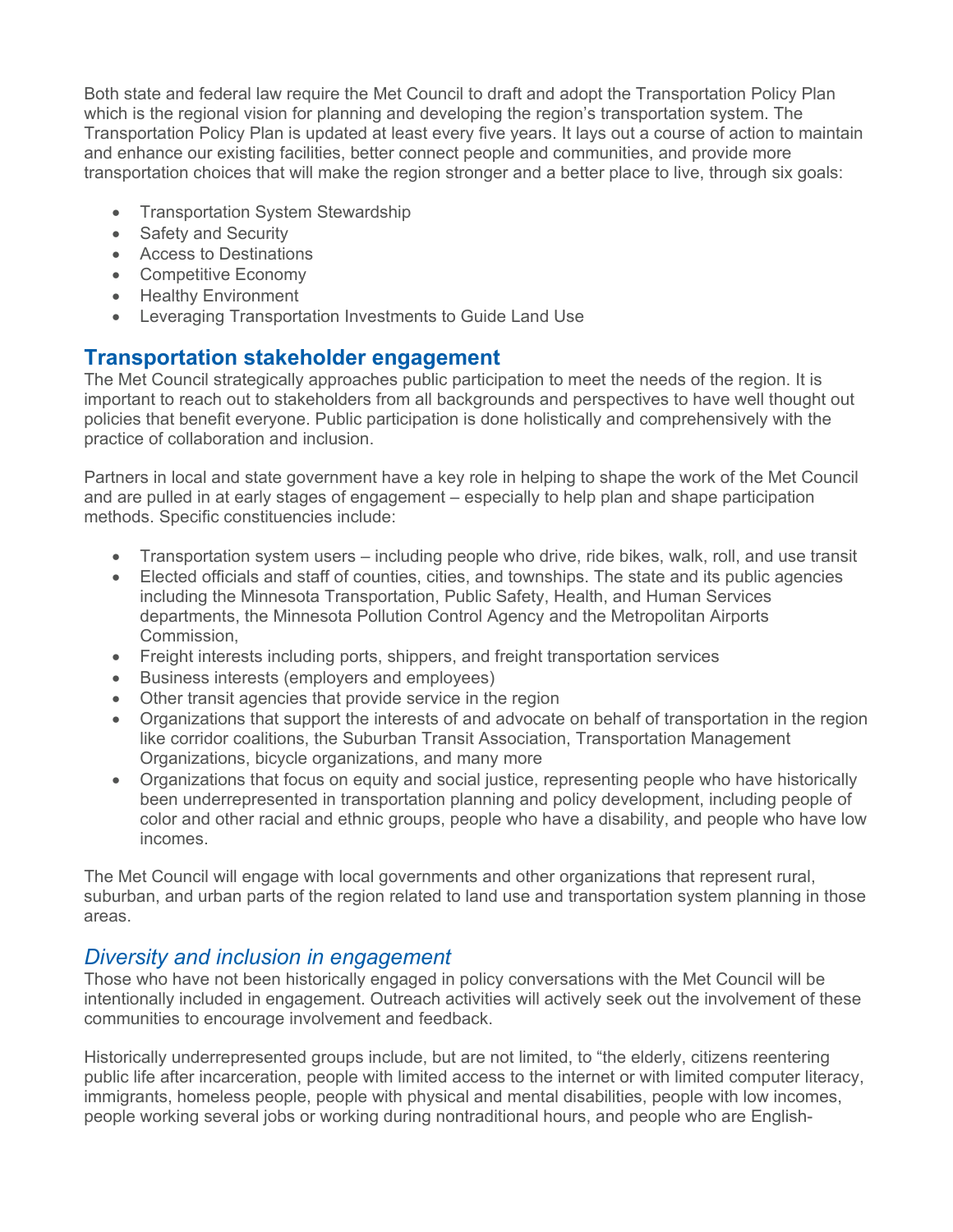Both state and federal law require the Met Council to draft and adopt the Transportation Policy Plan which is the regional vision for planning and developing the region's transportation system. The Transportation Policy Plan is updated at least every five years. It lays out a course of action to maintain and enhance our existing facilities, better connect people and communities, and provide more transportation choices that will make the region stronger and a better place to live, through six goals:

- Transportation System Stewardship
- Safety and Security
- Access to Destinations
- Competitive Economy
- Healthy Environment
- Leveraging Transportation Investments to Guide Land Use

## Transportation stakeholder engagement

The Met Council strategically approaches public participation to meet the needs of the region. It is important to reach out to stakeholders from all backgrounds and perspectives to have well thought out policies that benefit everyone. Public participation is done holistically and comprehensively with the practice of collaboration and inclusion.

Partners in local and state government have a key role in helping to shape the work of the Met Council and are pulled in at early stages of engagement – especially to help plan and shape participation methods. Specific constituencies include:

- Transportation system users – including people who drive, ride bikes, walk, roll, and use transit
- Elected officials and staff of counties, cities, and townships. The state and its public agencies including the Minnesota Transportation, Public Safety, Health, and Human Services departments, the Minnesota Pollution Control Agency and the Metropolitan Airports Commission,
- Freight interests including ports, shippers, and freight transportation services
- Business interests (employers and employees)
- Other transit agencies that provide service in the region
- Organizations that support the interests of and advocate on behalf of transportation in the region like corridor coalitions, the Suburban Transit Association, Transportation Management Organizations, bicycle organizations, and many more
- Organizations that focus on equity and social justice, representing people who have historically been underrepresented in transportation planning and policy development, including people of color and other racial and ethnic groups, people who have a disability, and people who have low incomes.

The Met Council will engage with local governments and other organizations that represent rural, suburban, and urban parts of the region related to land use and transportation system planning in those areas.

### *Diversity and inclusion in engagement*

Those who have not been historically engaged in policy conversations with the Met Council will be intentionally included in engagement. Outreach activities will actively seek out the involvement of these communities to encourage involvement and feedback.

Historically underrepresented groups include, but are not limited, to "the elderly, citizens reentering public life after incarceration, people with limited access to the internet or with limited computer literacy, immigrants, homeless people, people with physical and mental disabilities, people with low incomes, people working several jobs or working during nontraditional hours, and people who are English-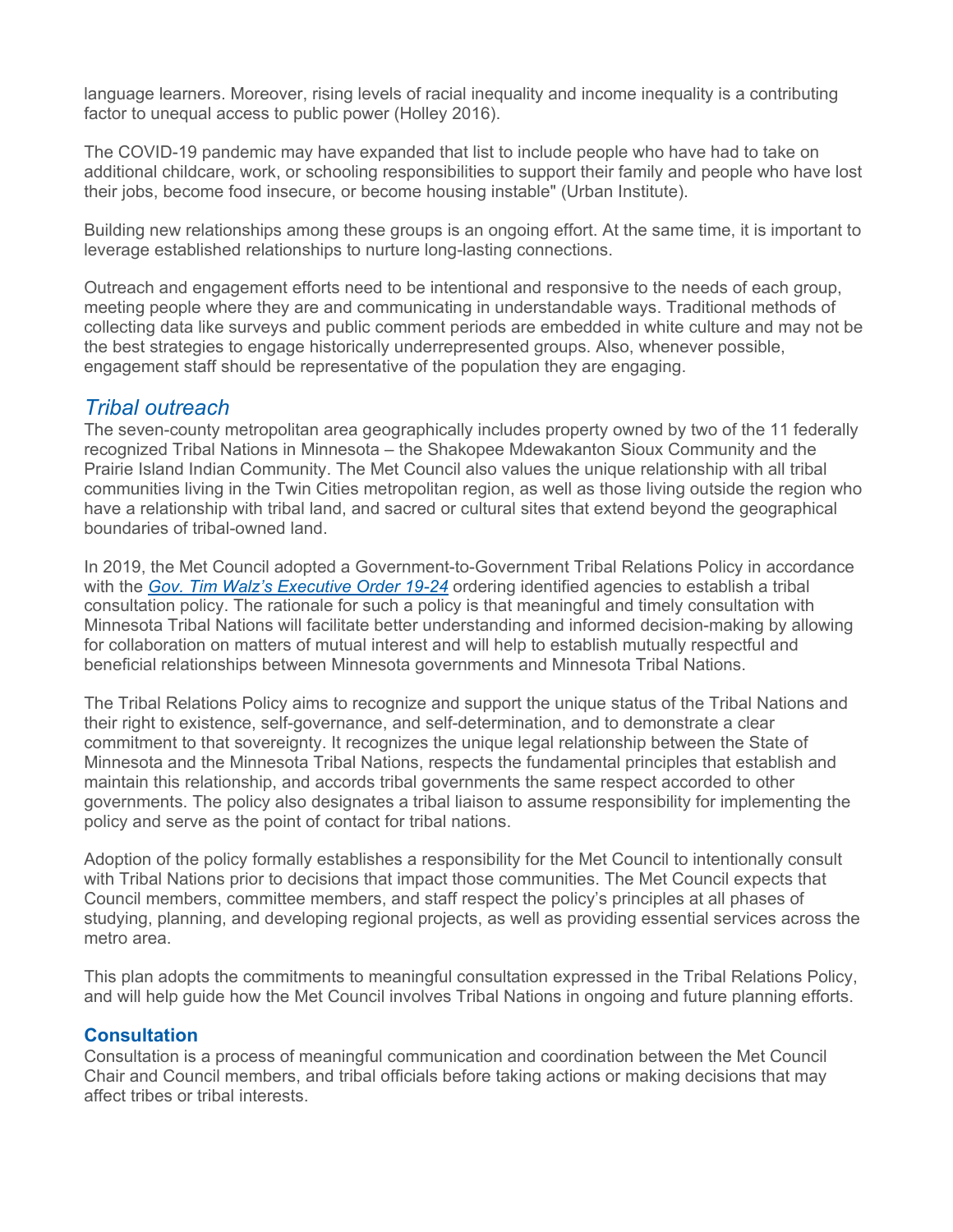language learners. Moreover, rising levels of racial inequality and income inequality is a contributing factor to unequal access to public power (Holley 2016).

The COVID-19 pandemic may have expanded that list to include people who have had to take on additional childcare, work, or schooling responsibilities to support their family and people who have lost their jobs, become food insecure, or become housing instable" (Urban Institute).

Building new relationships among these groups is an ongoing effort. At the same time, it is important to leverage established relationships to nurture long-lasting connections.

Outreach and engagement efforts need to be intentional and responsive to the needs of each group, meeting people where they are and communicating in understandable ways. Traditional methods of collecting data like surveys and public comment periods are embedded in white culture and may not be the best strategies to engage historically underrepresented groups. Also, whenever possible, engagement staff should be representative of the population they are engaging.

## *Tribal outreach*

The seven-county metropolitan area geographically includes property owned by two of the 11 federally recognized Tribal Nations in Minnesota – the Shakopee Mdewakanton Sioux Community and the Prairie Island Indian Community. The Met Council also values the unique relationship with all tribal communities living in the Twin Cities metropolitan region, as well as those living outside the region who have a relationship with tribal land, and sacred or cultural sites that extend beyond the geographical boundaries of tribal-owned land.

In 2019, the Met Council adopted a Government-to-Government Tribal Relations Policy in accordance with the *Gov. Tim Walz's Executive Order 19-24* ordering identified agencies to establish a tribal consultation policy. The rationale for such a policy is that meaningful and timely consultation with Minnesota Tribal Nations will facilitate better understanding and informed decision-making by allowing for collaboration on matters of mutual interest and will help to establish mutually respectful and beneficial relationships between Minnesota governments and Minnesota Tribal Nations.

The Tribal Relations Policy aims to recognize and support the unique status of the Tribal Nations and their right to existence, self-governance, and self-determination, and to demonstrate a clear commitment to that sovereignty. It recognizes the unique legal relationship between the State of Minnesota and the Minnesota Tribal Nations, respects the fundamental principles that establish and maintain this relationship, and accords tribal governments the same respect accorded to other governments. The policy also designates a tribal liaison to assume responsibility for implementing the policy and serve as the point of contact for tribal nations.

Adoption of the policy formally establishes a responsibility for the Met Council to intentionally consult with Tribal Nations prior to decisions that impact those communities. The Met Council expects that Council members, committee members, and staff respect the policy's principles at all phases of studying, planning, and developing regional projects, as well as providing essential services across the metro area.

This plan adopts the commitments to meaningful consultation expressed in the Tribal Relations Policy, and will help guide how the Met Council involves Tribal Nations in ongoing and future planning efforts.

### Consultation

Consultation is a process of meaningful communication and coordination between the Met Council Chair and Council members, and tribal officials before taking actions or making decisions that may affect tribes or tribal interests.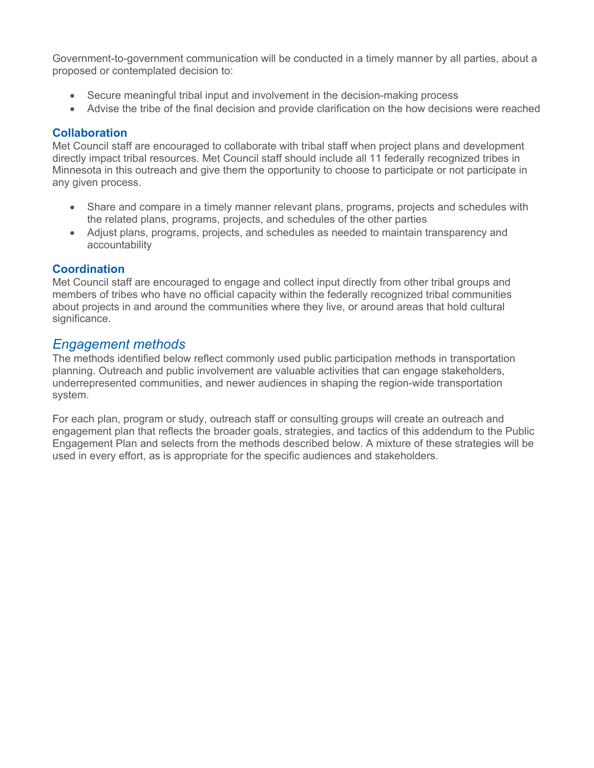Government-to-government communication will be conducted in a timely manner by all parties, about a proposed or contemplated decision to:

- Secure meaningful tribal input and involvement in the decision-making process
- Advise the tribe of the final decision and provide clarification on the how decisions were reached

### Collaboration

Met Council staff are encouraged to collaborate with tribal staff when project plans and development directly impact tribal resources. Met Council staff should include all 11 federally recognized tribes in Minnesota in this outreach and give them the opportunity to choose to participate or not participate in any given process.

- Share and compare in a timely manner relevant plans, programs, projects and schedules with the related plans, programs, projects, and schedules of the other parties
- Adjust plans, programs, projects, and schedules as needed to maintain transparency and accountability

### Coordination

Met Council staff are encouraged to engage and collect input directly from other tribal groups and members of tribes who have no official capacity within the federally recognized tribal communities about projects in and around the communities where they live, or around areas that hold cultural significance.

## *Engagement methods*

The methods identified below reflect commonly used public participation methods in transportation planning. Outreach and public involvement are valuable activities that can engage stakeholders, underrepresented communities, and newer audiences in shaping the region-wide transportation system.

For each plan, program or study, outreach staff or consulting groups will create an outreach and engagement plan that reflects the broader goals, strategies, and tactics of this addendum to the Public Engagement Plan and selects from the methods described below. A mixture of these strategies will be used in every effort, as is appropriate for the specific audiences and stakeholders.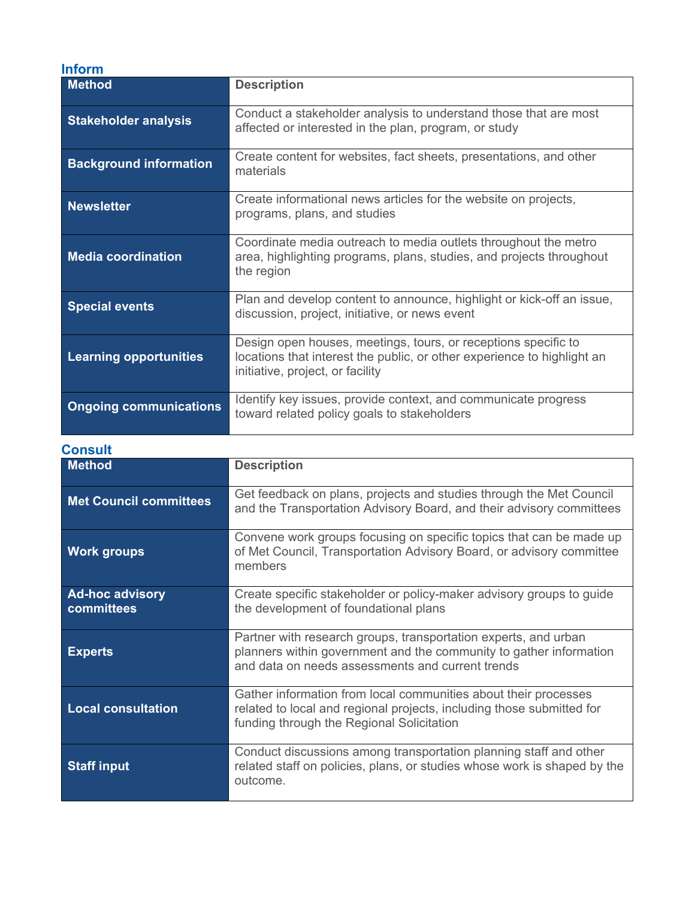### Inform

| Method | Description |
|---|---|
| **Stakeholder analysis** | Conduct a stakeholder analysis to understand those that are most affected or interested in the plan, program, or study |
| **Background information** | Create content for websites, fact sheets, presentations, and other materials |
| **Newsletter** | Create informational news articles for the website on projects, programs, plans, and studies |
| **Media coordination** | Coordinate media outreach to media outlets throughout the metro area, highlighting programs, plans, studies, and projects throughout the region |
| **Special events** | Plan and develop content to announce, highlight or kick-off an issue, discussion, project, initiative, or news event |
| **Learning opportunities** | Design open houses, meetings, tours, or receptions specific to locations that interest the public, or other experience to highlight an initiative, project, or facility |
| **Ongoing communications** | Identify key issues, provide context, and communicate progress toward related policy goals to stakeholders |

### Consult

| Method | Description |
|---|---|
| **Met Council committees** | Get feedback on plans, projects and studies through the Met Council and the Transportation Advisory Board, and their advisory committees |
| **Work groups** | Convene work groups focusing on specific topics that can be made up of Met Council, Transportation Advisory Board, or advisory committee members |
| **Ad-hoc advisory committees** | Create specific stakeholder or policy-maker advisory groups to guide the development of foundational plans |
| **Experts** | Partner with research groups, transportation experts, and urban planners within government and the community to gather information and data on needs assessments and current trends |
| **Local consultation** | Gather information from local communities about their processes related to local and regional projects, including those submitted for funding through the Regional Solicitation |
| **Staff input** | Conduct discussions among transportation planning staff and other related staff on policies, plans, or studies whose work is shaped by the outcome. |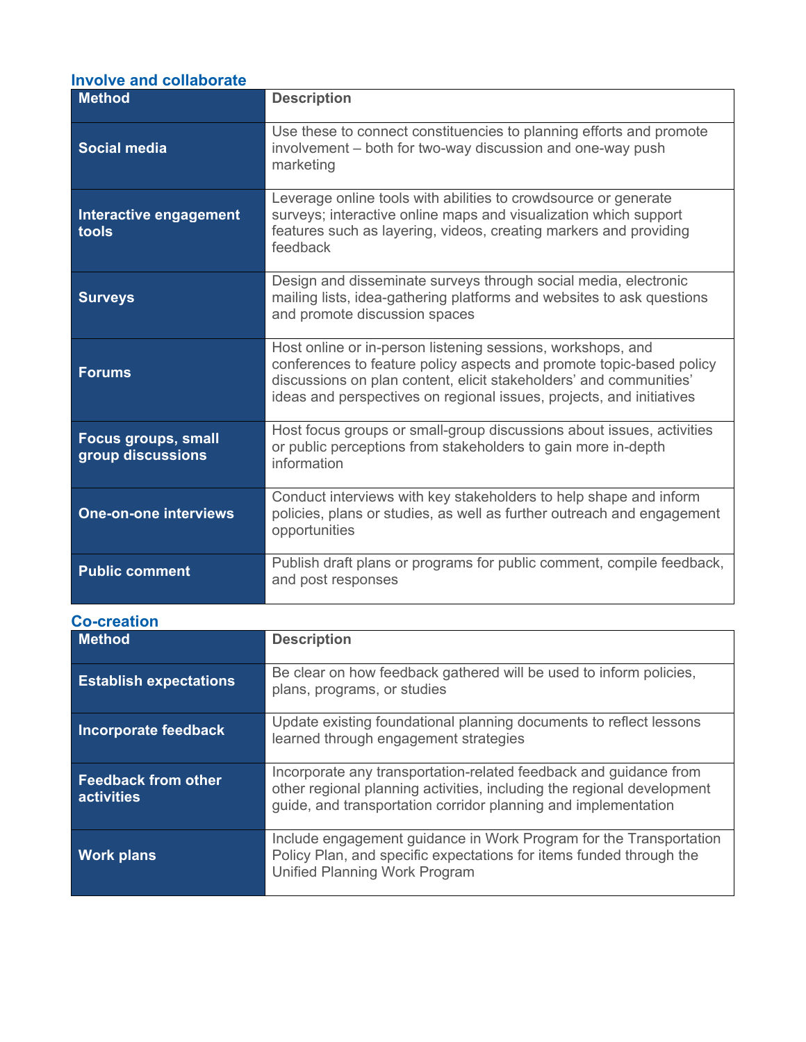### Involve and collaborate

| Method | Description |
| --- | --- |
| **Social media** | Use these to connect constituencies to planning efforts and promote involvement – both for two-way discussion and one-way push marketing |
| **Interactive engagement tools** | Leverage online tools with abilities to crowdsource or generate surveys; interactive online maps and visualization which support features such as layering, videos, creating markers and providing feedback |
| **Surveys** | Design and disseminate surveys through social media, electronic mailing lists, idea-gathering platforms and websites to ask questions and promote discussion spaces |
| **Forums** | Host online or in-person listening sessions, workshops, and conferences to feature policy aspects and promote topic-based policy discussions on plan content, elicit stakeholders' and communities' ideas and perspectives on regional issues, projects, and initiatives |
| **Focus groups, small group discussions** | Host focus groups or small-group discussions about issues, activities or public perceptions from stakeholders to gain more in-depth information |
| **One-on-one interviews** | Conduct interviews with key stakeholders to help shape and inform policies, plans or studies, as well as further outreach and engagement opportunities |
| **Public comment** | Publish draft plans or programs for public comment, compile feedback, and post responses |

### Co-creation

| Method | Description |
| --- | --- |
| **Establish expectations** | Be clear on how feedback gathered will be used to inform policies, plans, programs, or studies |
| **Incorporate feedback** | Update existing foundational planning documents to reflect lessons learned through engagement strategies |
| **Feedback from other activities** | Incorporate any transportation-related feedback and guidance from other regional planning activities, including the regional development guide, and transportation corridor planning and implementation |
| **Work plans** | Include engagement guidance in Work Program for the Transportation Policy Plan, and specific expectations for items funded through the Unified Planning Work Program |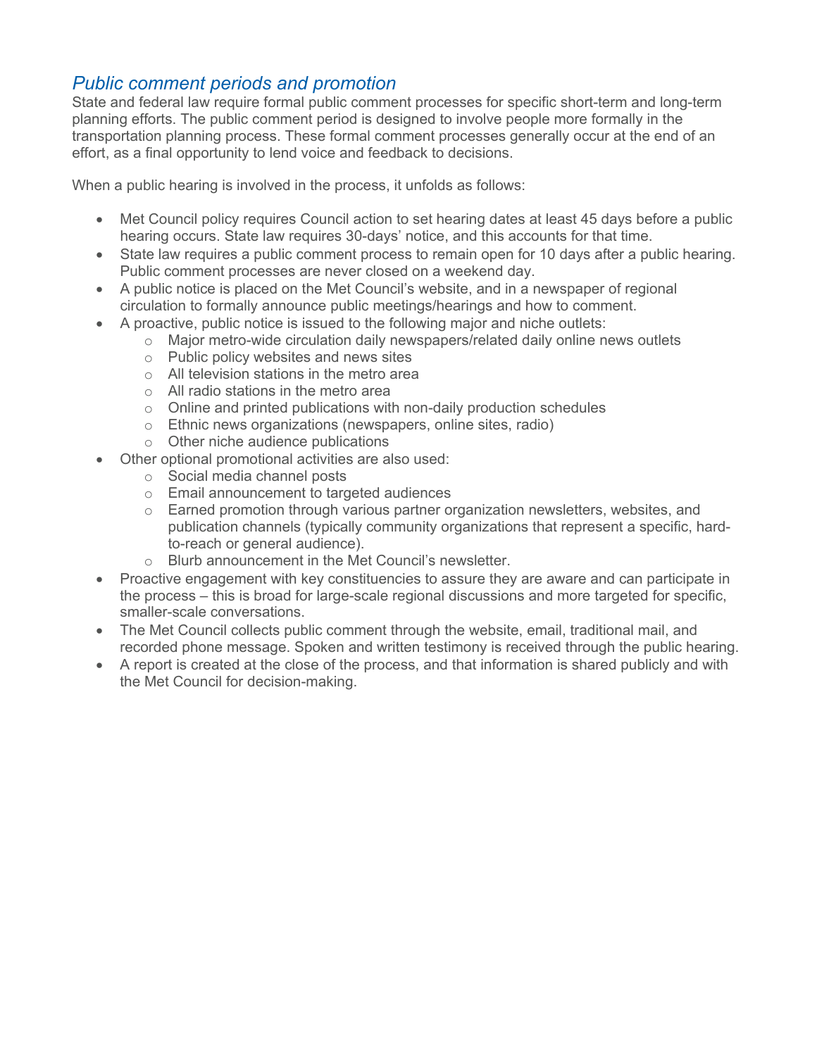## *Public comment periods and promotion*

State and federal law require formal public comment processes for specific short-term and long-term planning efforts. The public comment period is designed to involve people more formally in the transportation planning process. These formal comment processes generally occur at the end of an effort, as a final opportunity to lend voice and feedback to decisions.

When a public hearing is involved in the process, it unfolds as follows:

- Met Council policy requires Council action to set hearing dates at least 45 days before a public hearing occurs. State law requires 30-days' notice, and this accounts for that time.
- State law requires a public comment process to remain open for 10 days after a public hearing. Public comment processes are never closed on a weekend day.
- A public notice is placed on the Met Council's website, and in a newspaper of regional circulation to formally announce public meetings/hearings and how to comment.
- A proactive, public notice is issued to the following major and niche outlets:
  - Major metro-wide circulation daily newspapers/related daily online news outlets
  - Public policy websites and news sites
  - All television stations in the metro area
  - All radio stations in the metro area
  - Online and printed publications with non-daily production schedules
  - Ethnic news organizations (newspapers, online sites, radio)
  - Other niche audience publications
- Other optional promotional activities are also used:
  - Social media channel posts
  - Email announcement to targeted audiences
  - Earned promotion through various partner organization newsletters, websites, and publication channels (typically community organizations that represent a specific, hard-to-reach or general audience).
  - Blurb announcement in the Met Council's newsletter.
- Proactive engagement with key constituencies to assure they are aware and can participate in the process – this is broad for large-scale regional discussions and more targeted for specific, smaller-scale conversations.
- The Met Council collects public comment through the website, email, traditional mail, and recorded phone message. Spoken and written testimony is received through the public hearing.
- A report is created at the close of the process, and that information is shared publicly and with the Met Council for decision-making.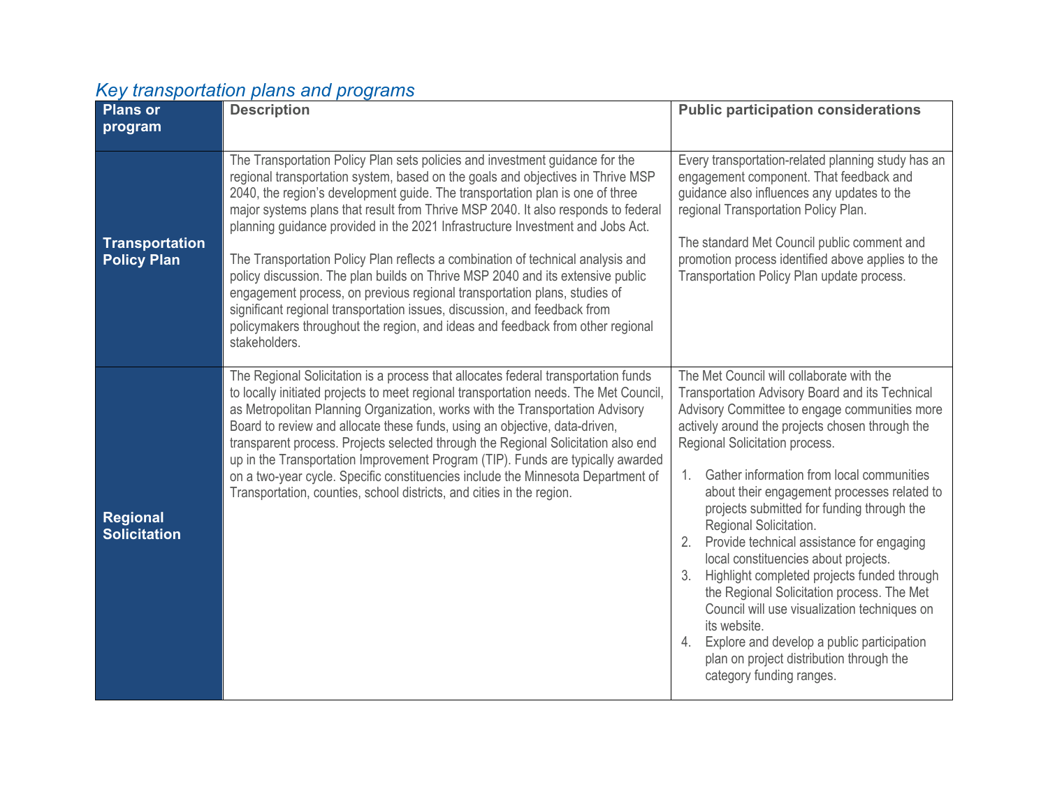### *Key transportation plans and programs*

| Plans or program | Description | Public participation considerations |
| --- | --- | --- |
| **Transportation Policy Plan** | The Transportation Policy Plan sets policies and investment guidance for the regional transportation system, based on the goals and objectives in Thrive MSP 2040, the region's development guide. The transportation plan is one of three major systems plans that result from Thrive MSP 2040. It also responds to federal planning guidance provided in the 2021 Infrastructure Investment and Jobs Act.<br><br>The Transportation Policy Plan reflects a combination of technical analysis and policy discussion. The plan builds on Thrive MSP 2040 and its extensive public engagement process, on previous regional transportation plans, studies of significant regional transportation issues, discussion, and feedback from policymakers throughout the region, and ideas and feedback from other regional stakeholders. | Every transportation-related planning study has an engagement component. That feedback and guidance also influences any updates to the regional Transportation Policy Plan.<br><br>The standard Met Council public comment and promotion process identified above applies to the Transportation Policy Plan update process. |
| **Regional Solicitation** | The Regional Solicitation is a process that allocates federal transportation funds to locally initiated projects to meet regional transportation needs. The Met Council, as Metropolitan Planning Organization, works with the Transportation Advisory Board to review and allocate these funds, using an objective, data-driven, transparent process. Projects selected through the Regional Solicitation also end up in the Transportation Improvement Program (TIP). Funds are typically awarded on a two-year cycle. Specific constituencies include the Minnesota Department of Transportation, counties, school districts, and cities in the region. | The Met Council will collaborate with the Transportation Advisory Board and its Technical Advisory Committee to engage communities more actively around the projects chosen through the Regional Solicitation process.<br><br>1. Gather information from local communities about their engagement processes related to projects submitted for funding through the Regional Solicitation.<br>2. Provide technical assistance for engaging local constituencies about projects.<br>3. Highlight completed projects funded through the Regional Solicitation process. The Met Council will use visualization techniques on its website.<br>4. Explore and develop a public participation plan on project distribution through the category funding ranges. |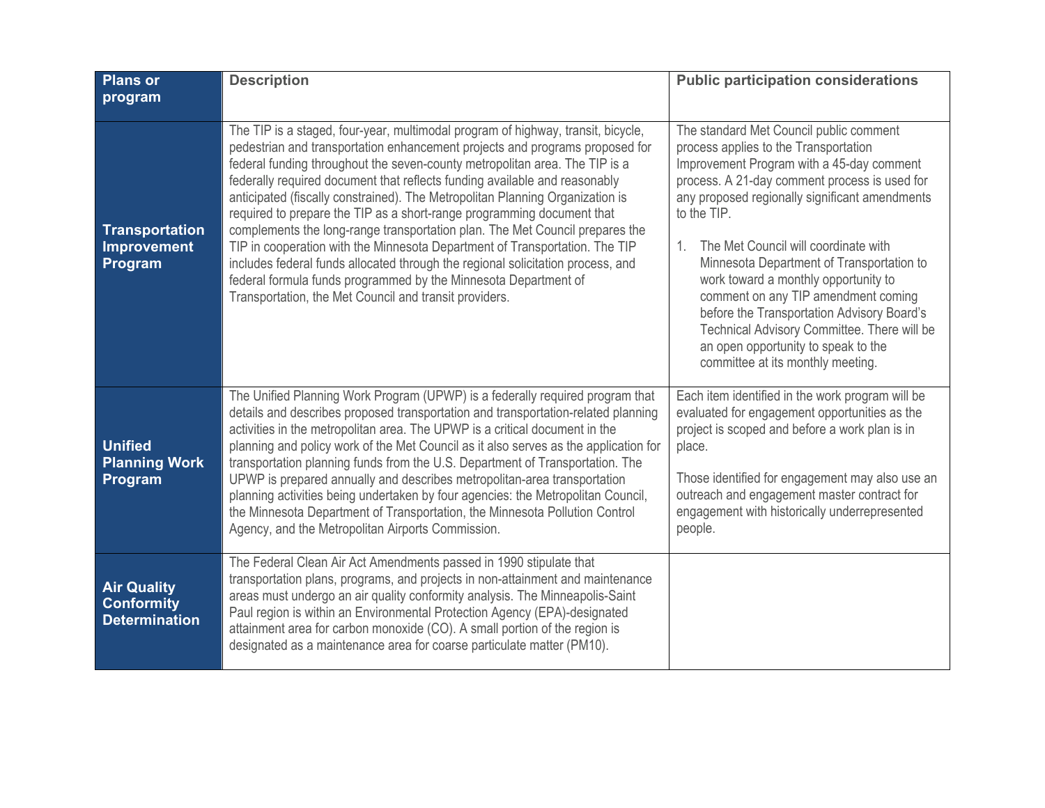| Plans or program | Description | Public participation considerations |
|---|---|---|
| **Transportation Improvement Program** | The TIP is a staged, four-year, multimodal program of highway, transit, bicycle, pedestrian and transportation enhancement projects and programs proposed for federal funding throughout the seven-county metropolitan area. The TIP is a federally required document that reflects funding available and reasonably anticipated (fiscally constrained). The Metropolitan Planning Organization is required to prepare the TIP as a short-range programming document that complements the long-range transportation plan. The Met Council prepares the TIP in cooperation with the Minnesota Department of Transportation. The TIP includes federal funds allocated through the regional solicitation process, and federal formula funds programmed by the Minnesota Department of Transportation, the Met Council and transit providers. | The standard Met Council public comment process applies to the Transportation Improvement Program with a 45-day comment process. A 21-day comment process is used for any proposed regionally significant amendments to the TIP.<br><br>1. The Met Council will coordinate with Minnesota Department of Transportation to work toward a monthly opportunity to comment on any TIP amendment coming before the Transportation Advisory Board's Technical Advisory Committee. There will be an open opportunity to speak to the committee at its monthly meeting. |
| **Unified Planning Work Program** | The Unified Planning Work Program (UPWP) is a federally required program that details and describes proposed transportation and transportation-related planning activities in the metropolitan area. The UPWP is a critical document in the planning and policy work of the Met Council as it also serves as the application for transportation planning funds from the U.S. Department of Transportation. The UPWP is prepared annually and describes metropolitan-area transportation planning activities being undertaken by four agencies: the Metropolitan Council, the Minnesota Department of Transportation, the Minnesota Pollution Control Agency, and the Metropolitan Airports Commission. | Each item identified in the work program will be evaluated for engagement opportunities as the project is scoped and before a work plan is in place.<br><br>Those identified for engagement may also use an outreach and engagement master contract for engagement with historically underrepresented people. |
| **Air Quality Conformity Determination** | The Federal Clean Air Act Amendments passed in 1990 stipulate that transportation plans, programs, and projects in non-attainment and maintenance areas must undergo an air quality conformity analysis. The Minneapolis-Saint Paul region is within an Environmental Protection Agency (EPA)-designated attainment area for carbon monoxide (CO). A small portion of the region is designated as a maintenance area for coarse particulate matter ($PM_{10}$). | |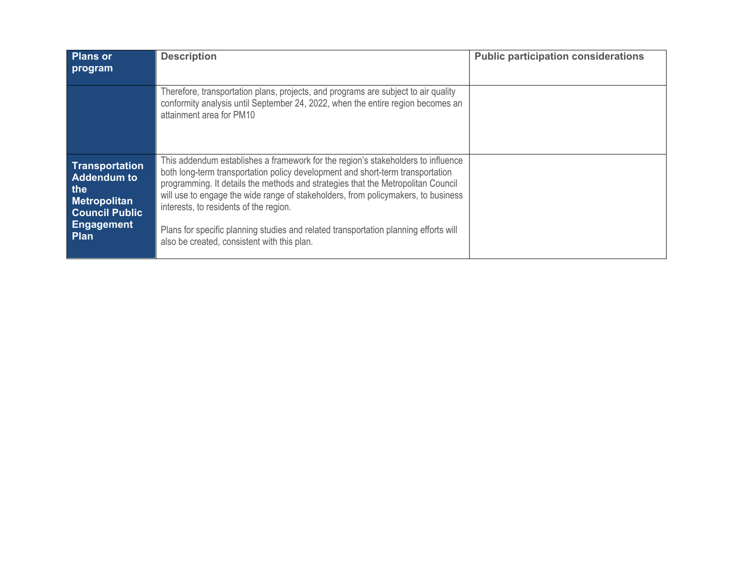| Plans or program | Description | Public participation considerations |
|---|---|---|
| | Therefore, transportation plans, projects, and programs are subject to air quality conformity analysis until September 24, 2022, when the entire region becomes an attainment area for PM10 | |
| **Transportation Addendum to the Metropolitan Council Public Engagement Plan** | This addendum establishes a framework for the region's stakeholders to influence both long-term transportation policy development and short-term transportation programming. It details the methods and strategies that the Metropolitan Council will use to engage the wide range of stakeholders, from policymakers, to business interests, to residents of the region.<br><br>Plans for specific planning studies and related transportation planning efforts will also be created, consistent with this plan. | |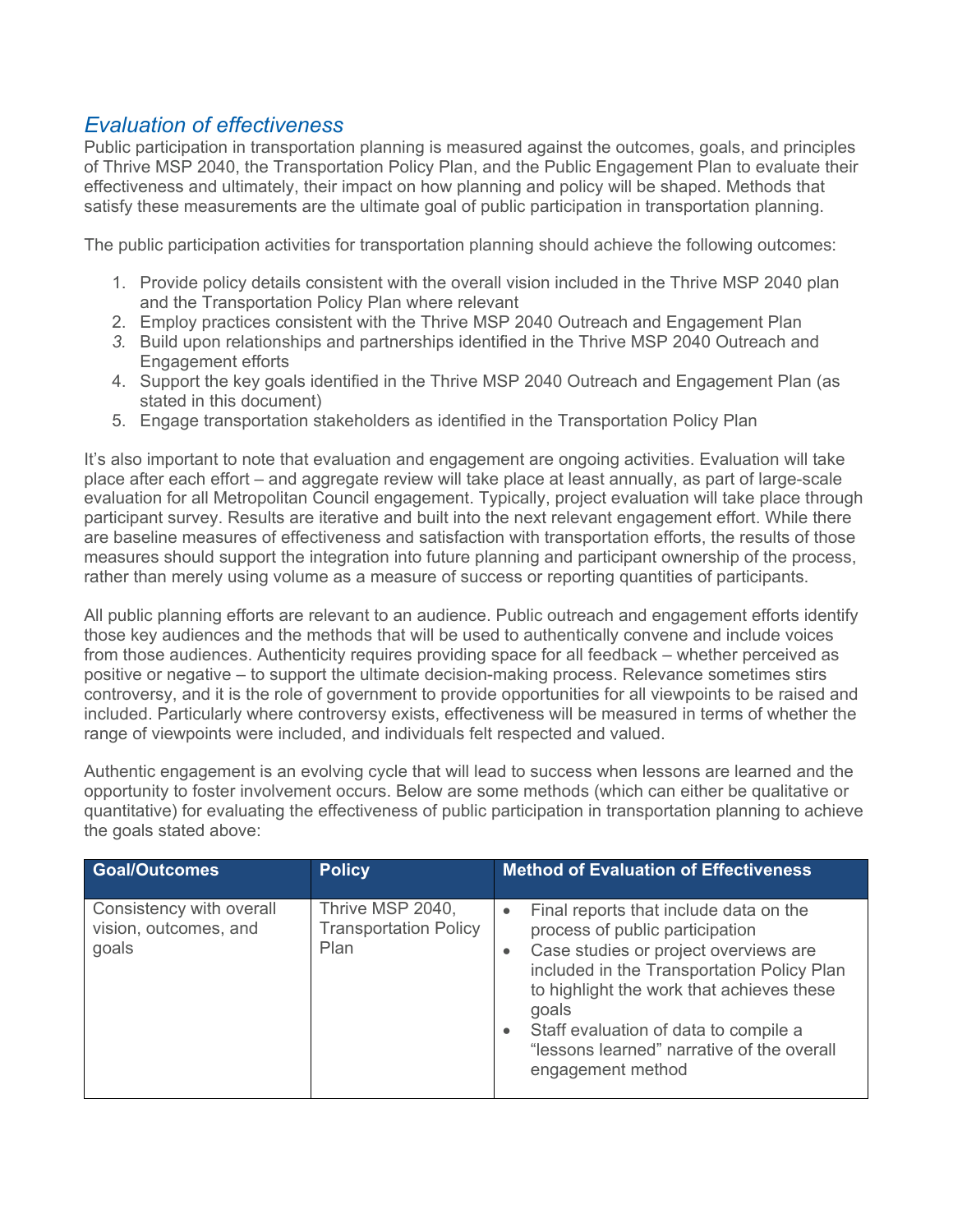## *Evaluation of effectiveness*

Public participation in transportation planning is measured against the outcomes, goals, and principles of Thrive MSP 2040, the Transportation Policy Plan, and the Public Engagement Plan to evaluate their effectiveness and ultimately, their impact on how planning and policy will be shaped. Methods that satisfy these measurements are the ultimate goal of public participation in transportation planning.

The public participation activities for transportation planning should achieve the following outcomes:

1. Provide policy details consistent with the overall vision included in the Thrive MSP 2040 plan and the Transportation Policy Plan where relevant
2. Employ practices consistent with the Thrive MSP 2040 Outreach and Engagement Plan
3. Build upon relationships and partnerships identified in the Thrive MSP 2040 Outreach and Engagement efforts
4. Support the key goals identified in the Thrive MSP 2040 Outreach and Engagement Plan (as stated in this document)
5. Engage transportation stakeholders as identified in the Transportation Policy Plan

It's also important to note that evaluation and engagement are ongoing activities. Evaluation will take place after each effort – and aggregate review will take place at least annually, as part of large-scale evaluation for all Metropolitan Council engagement. Typically, project evaluation will take place through participant survey. Results are iterative and built into the next relevant engagement effort. While there are baseline measures of effectiveness and satisfaction with transportation efforts, the results of those measures should support the integration into future planning and participant ownership of the process, rather than merely using volume as a measure of success or reporting quantities of participants.

All public planning efforts are relevant to an audience. Public outreach and engagement efforts identify those key audiences and the methods that will be used to authentically convene and include voices from those audiences. Authenticity requires providing space for all feedback – whether perceived as positive or negative – to support the ultimate decision-making process. Relevance sometimes stirs controversy, and it is the role of government to provide opportunities for all viewpoints to be raised and included. Particularly where controversy exists, effectiveness will be measured in terms of whether the range of viewpoints were included, and individuals felt respected and valued.

Authentic engagement is an evolving cycle that will lead to success when lessons are learned and the opportunity to foster involvement occurs. Below are some methods (which can either be qualitative or quantitative) for evaluating the effectiveness of public participation in transportation planning to achieve the goals stated above:

| Goal/Outcomes | Policy | Method of Evaluation of Effectiveness |
|---|---|---|
| Consistency with overall vision, outcomes, and goals | Thrive MSP 2040, Transportation Policy Plan | • Final reports that include data on the process of public participation<br>• Case studies or project overviews are included in the Transportation Policy Plan to highlight the work that achieves these goals<br>• Staff evaluation of data to compile a "lessons learned" narrative of the overall engagement method |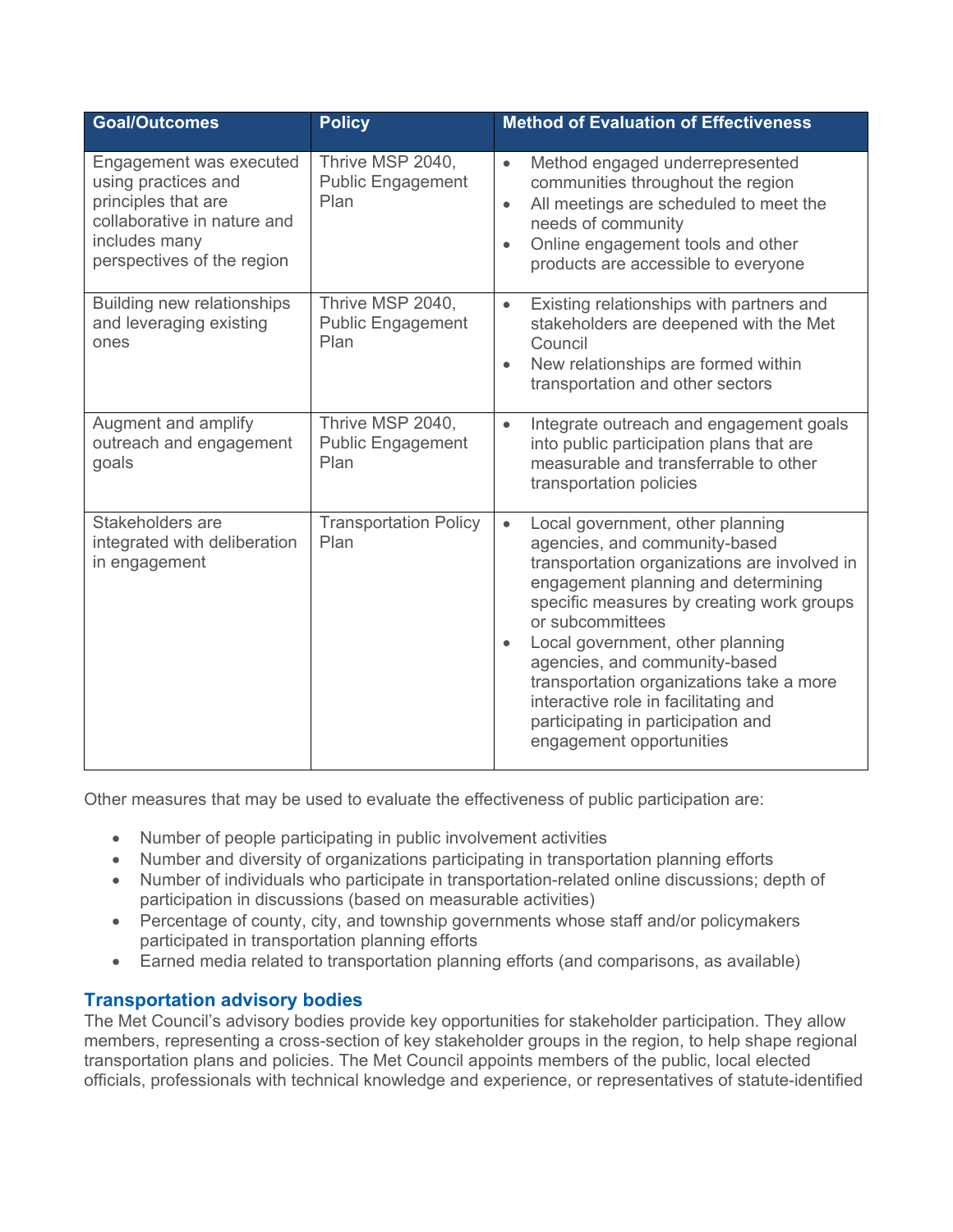| Goal/Outcomes | Policy | Method of Evaluation of Effectiveness |
|---|---|---|
| Engagement was executed using practices and principles that are collaborative in nature and includes many perspectives of the region | Thrive MSP 2040, Public Engagement Plan | • Method engaged underrepresented communities throughout the region<br>• All meetings are scheduled to meet the needs of community<br>• Online engagement tools and other products are accessible to everyone |
| Building new relationships and leveraging existing ones | Thrive MSP 2040, Public Engagement Plan | • Existing relationships with partners and stakeholders are deepened with the Met Council<br>• New relationships are formed within transportation and other sectors |
| Augment and amplify outreach and engagement goals | Thrive MSP 2040, Public Engagement Plan | • Integrate outreach and engagement goals into public participation plans that are measurable and transferrable to other transportation policies |
| Stakeholders are integrated with deliberation in engagement | Transportation Policy Plan | • Local government, other planning agencies, and community-based transportation organizations are involved in engagement planning and determining specific measures by creating work groups or subcommittees<br>• Local government, other planning agencies, and community-based transportation organizations take a more interactive role in facilitating and participating in participation and engagement opportunities |

Other measures that may be used to evaluate the effectiveness of public participation are:

- Number of people participating in public involvement activities
- Number and diversity of organizations participating in transportation planning efforts
- Number of individuals who participate in transportation-related online discussions; depth of participation in discussions (based on measurable activities)
- Percentage of county, city, and township governments whose staff and/or policymakers participated in transportation planning efforts
- Earned media related to transportation planning efforts (and comparisons, as available)

## Transportation advisory bodies

The Met Council's advisory bodies provide key opportunities for stakeholder participation. They allow members, representing a cross-section of key stakeholder groups in the region, to help shape regional transportation plans and policies. The Met Council appoints members of the public, local elected officials, professionals with technical knowledge and experience, or representatives of statute-identified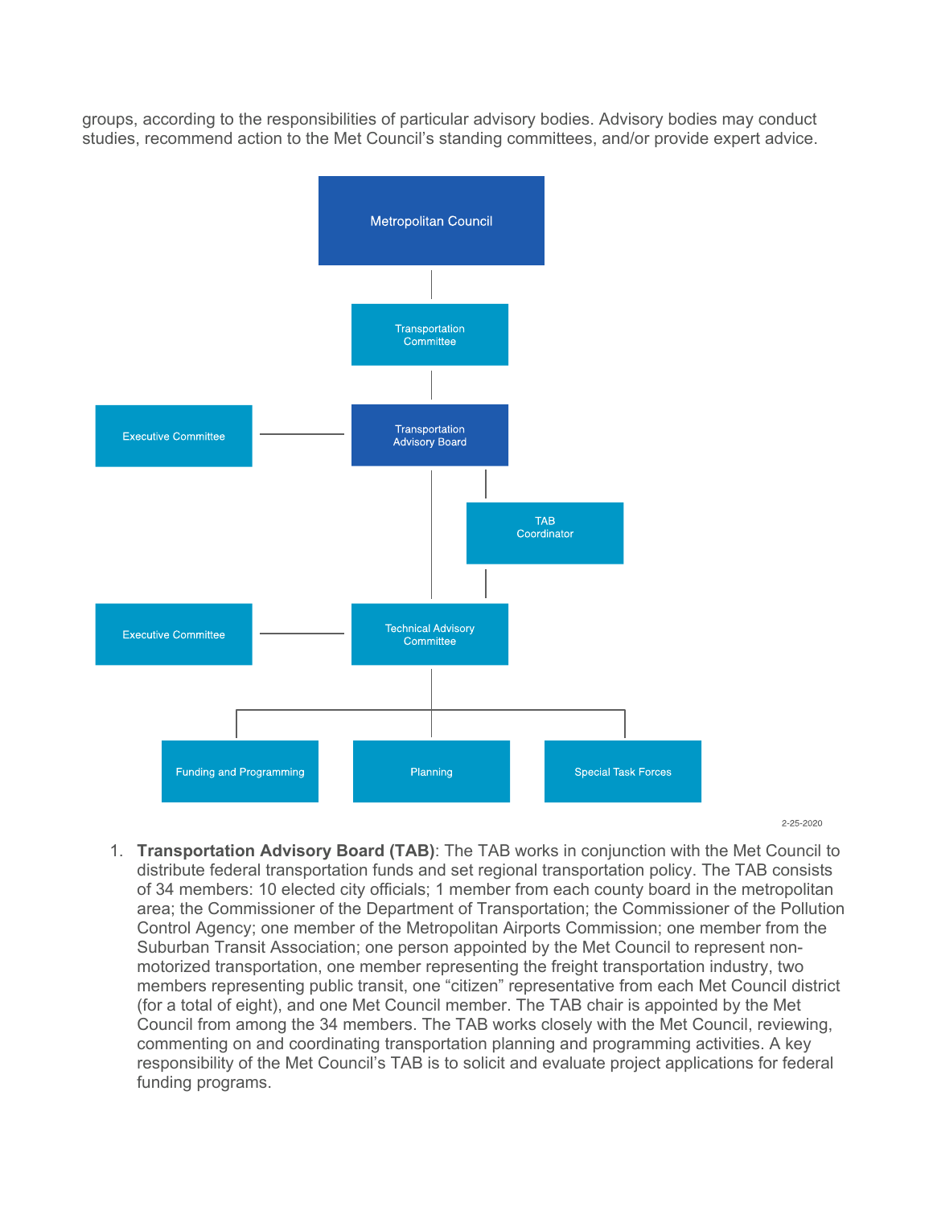groups, according to the responsibilities of particular advisory bodies. Advisory bodies may conduct studies, recommend action to the Met Council's standing committees, and/or provide expert advice.

Metropolitan Council

Transportation Committee

Executive Committee

Transportation Advisory Board

TAB Coordinator

Executive Committee

Technical Advisory Committee

Funding and Programming

Planning

Special Task Forces

2-25-2020

1. **Transportation Advisory Board (TAB)**: The TAB works in conjunction with the Met Council to distribute federal transportation funds and set regional transportation policy. The TAB consists of 34 members: 10 elected city officials; 1 member from each county board in the metropolitan area; the Commissioner of the Department of Transportation; the Commissioner of the Pollution Control Agency; one member of the Metropolitan Airports Commission; one member from the Suburban Transit Association; one person appointed by the Met Council to represent non-motorized transportation, one member representing the freight transportation industry, two members representing public transit, one "citizen" representative from each Met Council district (for a total of eight), and one Met Council member. The TAB chair is appointed by the Met Council from among the 34 members. The TAB works closely with the Met Council, reviewing, commenting on and coordinating transportation planning and programming activities. A key responsibility of the Met Council's TAB is to solicit and evaluate project applications for federal funding programs.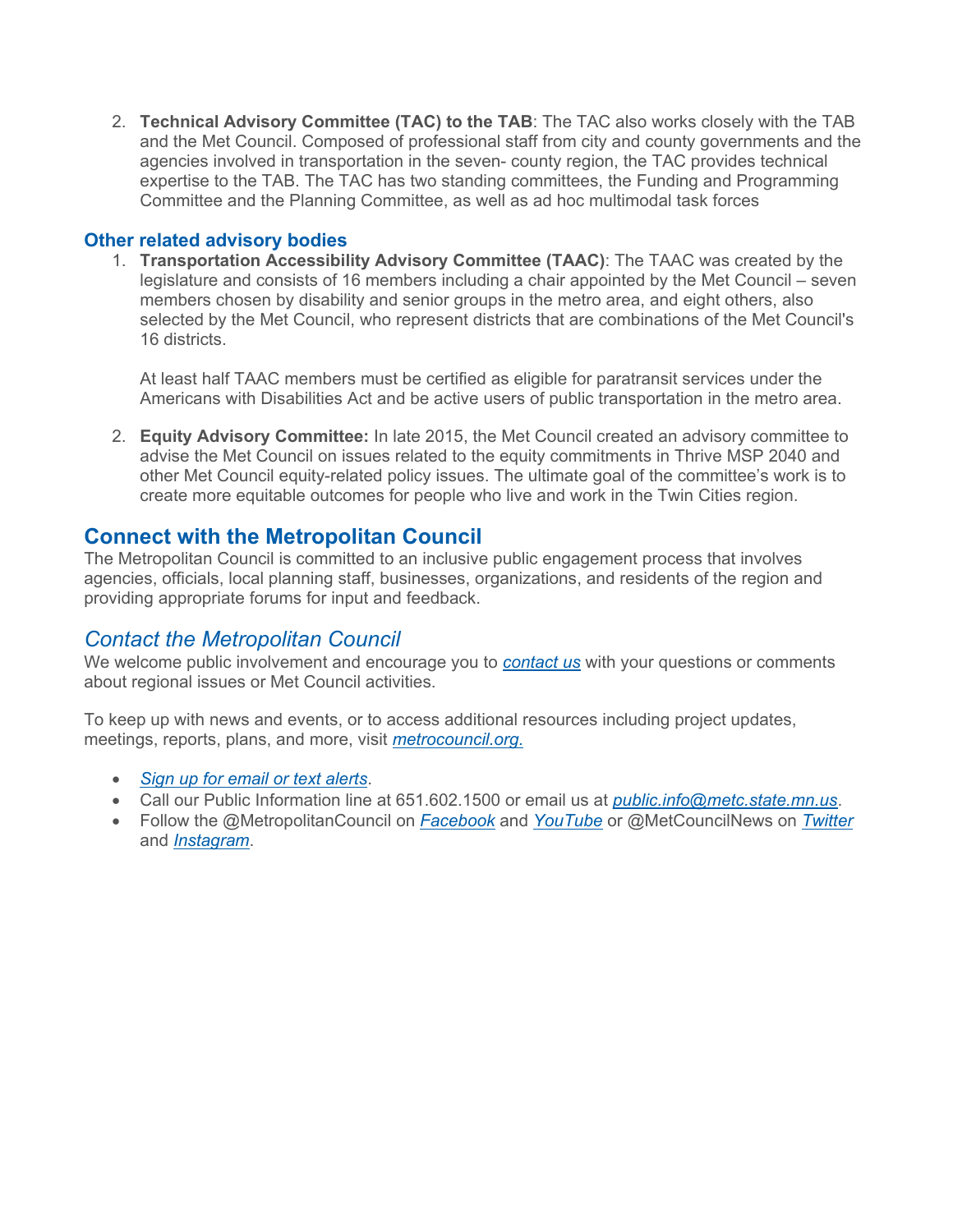2. **Technical Advisory Committee (TAC) to the TAB**: The TAC also works closely with the TAB and the Met Council. Composed of professional staff from city and county governments and the agencies involved in transportation in the seven- county region, the TAC provides technical expertise to the TAB. The TAC has two standing committees, the Funding and Programming Committee and the Planning Committee, as well as ad hoc multimodal task forces

### Other related advisory bodies

1. **Transportation Accessibility Advisory Committee (TAAC)**: The TAAC was created by the legislature and consists of 16 members including a chair appointed by the Met Council – seven members chosen by disability and senior groups in the metro area, and eight others, also selected by the Met Council, who represent districts that are combinations of the Met Council's 16 districts.

   At least half TAAC members must be certified as eligible for paratransit services under the Americans with Disabilities Act and be active users of public transportation in the metro area.

2. **Equity Advisory Committee:** In late 2015, the Met Council created an advisory committee to advise the Met Council on issues related to the equity commitments in Thrive MSP 2040 and other Met Council equity-related policy issues. The ultimate goal of the committee's work is to create more equitable outcomes for people who live and work in the Twin Cities region.

## Connect with the Metropolitan Council

The Metropolitan Council is committed to an inclusive public engagement process that involves agencies, officials, local planning staff, businesses, organizations, and residents of the region and providing appropriate forums for input and feedback.

### *Contact the Metropolitan Council*

We welcome public involvement and encourage you to *contact us* with your questions or comments about regional issues or Met Council activities.

To keep up with news and events, or to access additional resources including project updates, meetings, reports, plans, and more, visit *metrocouncil.org.*

- *Sign up for email or text alerts*.
- Call our Public Information line at 651.602.1500 or email us at *public.info@metc.state.mn.us*.
- Follow the @MetropolitanCouncil on *Facebook* and *YouTube* or @MetCouncilNews on *Twitter* and *Instagram*.